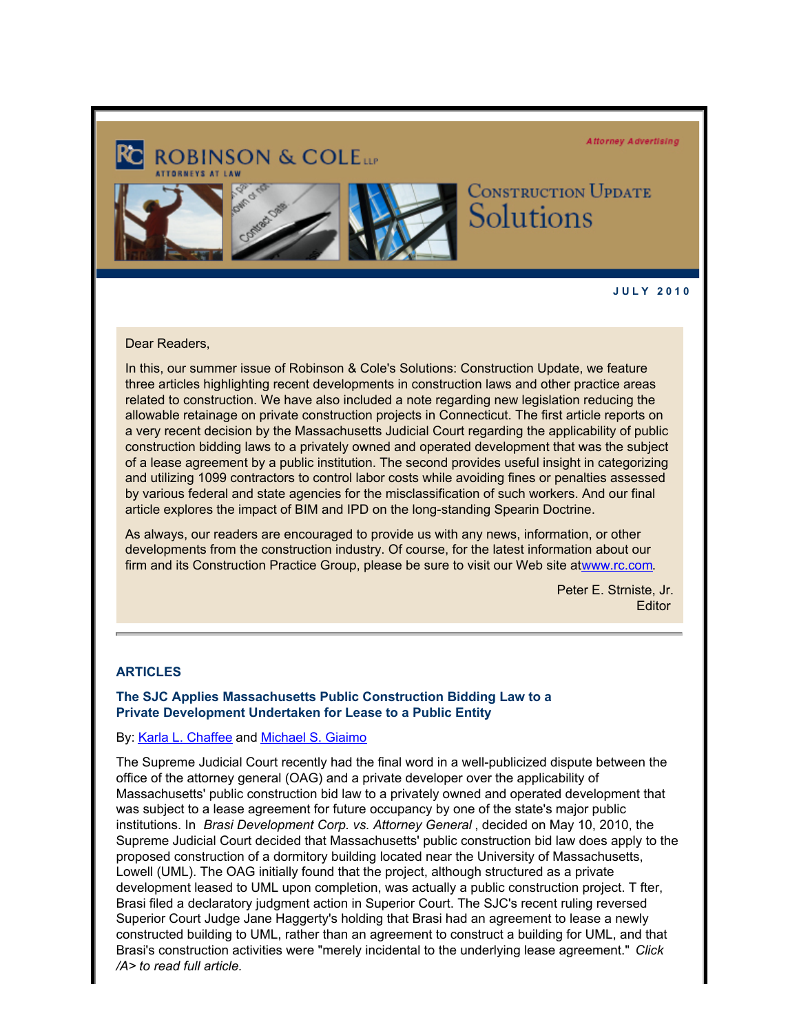ROBINSON & COLE LLP
ATTORNEYS AT LAW

*Attorney Advertising*

# Construction Update Solutions

**JULY 2010**

Dear Readers,

In this, our summer issue of Robinson & Cole's Solutions: Construction Update, we feature three articles highlighting recent developments in construction laws and other practice areas related to construction. We have also included a note regarding new legislation reducing the allowable retainage on private construction projects in Connecticut. The first article reports on a very recent decision by the Massachusetts Judicial Court regarding the applicability of public construction bidding laws to a privately owned and operated development that was the subject of a lease agreement by a public institution. The second provides useful insight in categorizing and utilizing 1099 contractors to control labor costs while avoiding fines or penalties assessed by various federal and state agencies for the misclassification of such workers. And our final article explores the impact of BIM and IPD on the long-standing Spearin Doctrine.

As always, our readers are encouraged to provide us with any news, information, or other developments from the construction industry. Of course, for the latest information about our firm and its Construction Practice Group, please be sure to visit our Web site atwww.rc.com.

Peter E. Strniste, Jr.
Editor

---

## ARTICLES

### The SJC Applies Massachusetts Public Construction Bidding Law to a Private Development Undertaken for Lease to a Public Entity

By: Karla L. Chaffee and Michael S. Giaimo

The Supreme Judicial Court recently had the final word in a well-publicized dispute between the office of the attorney general (OAG) and a private developer over the applicability of Massachusetts' public construction bid law to a privately owned and operated development that was subject to a lease agreement for future occupancy by one of the state's major public institutions. In *Brasi Development Corp. vs. Attorney General*, decided on May 10, 2010, the Supreme Judicial Court decided that Massachusetts' public construction bid law does apply to the proposed construction of a dormitory building located near the University of Massachusetts, Lowell (UML). The OAG initially found that the project, although structured as a private development leased to UML upon completion, was actually a public construction project. T fter, Brasi filed a declaratory judgment action in Superior Court. The SJC's recent ruling reversed Superior Court Judge Jane Haggerty's holding that Brasi had an agreement to lease a newly constructed building to UML, rather than an agreement to construct a building for UML, and that Brasi's construction activities were "merely incidental to the underlying lease agreement." *Click /A> to read full article.*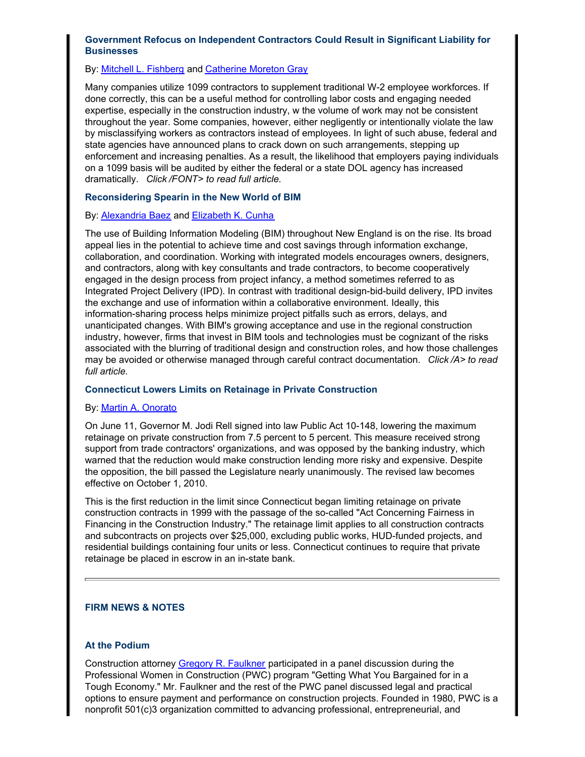### Government Refocus on Independent Contractors Could Result in Significant Liability for Businesses

By: Mitchell L. Fishberg and Catherine Moreton Gray

Many companies utilize 1099 contractors to supplement traditional W-2 employee workforces. If done correctly, this can be a useful method for controlling labor costs and engaging needed expertise, especially in the construction industry, w the volume of work may not be consistent throughout the year. Some companies, however, either negligently or intentionally violate the law by misclassifying workers as contractors instead of employees. In light of such abuse, federal and state agencies have announced plans to crack down on such arrangements, stepping up enforcement and increasing penalties. As a result, the likelihood that employers paying individuals on a 1099 basis will be audited by either the federal or a state DOL agency has increased dramatically. *Click /FONT> to read full article.*

### Reconsidering Spearin in the New World of BIM

By: Alexandria Baez and Elizabeth K. Cunha

The use of Building Information Modeling (BIM) throughout New England is on the rise. Its broad appeal lies in the potential to achieve time and cost savings through information exchange, collaboration, and coordination. Working with integrated models encourages owners, designers, and contractors, along with key consultants and trade contractors, to become cooperatively engaged in the design process from project infancy, a method sometimes referred to as Integrated Project Delivery (IPD). In contrast with traditional design-bid-build delivery, IPD invites the exchange and use of information within a collaborative environment. Ideally, this information-sharing process helps minimize project pitfalls such as errors, delays, and unanticipated changes. With BIM's growing acceptance and use in the regional construction industry, however, firms that invest in BIM tools and technologies must be cognizant of the risks associated with the blurring of traditional design and construction roles, and how those challenges may be avoided or otherwise managed through careful contract documentation. *Click /A> to read full article.*

### Connecticut Lowers Limits on Retainage in Private Construction

By: Martin A. Onorato

On June 11, Governor M. Jodi Rell signed into law Public Act 10-148, lowering the maximum retainage on private construction from 7.5 percent to 5 percent. This measure received strong support from trade contractors' organizations, and was opposed by the banking industry, which warned that the reduction would make construction lending more risky and expensive. Despite the opposition, the bill passed the Legislature nearly unanimously. The revised law becomes effective on October 1, 2010.

This is the first reduction in the limit since Connecticut began limiting retainage on private construction contracts in 1999 with the passage of the so-called "Act Concerning Fairness in Financing in the Construction Industry." The retainage limit applies to all construction contracts and subcontracts on projects over $25,000, excluding public works, HUD-funded projects, and residential buildings containing four units or less. Connecticut continues to require that private retainage be placed in escrow in an in-state bank.

---

## FIRM NEWS & NOTES

### At the Podium

Construction attorney Gregory R. Faulkner participated in a panel discussion during the Professional Women in Construction (PWC) program "Getting What You Bargained for in a Tough Economy." Mr. Faulkner and the rest of the PWC panel discussed legal and practical options to ensure payment and performance on construction projects. Founded in 1980, PWC is a nonprofit 501(c)3 organization committed to advancing professional, entrepreneurial, and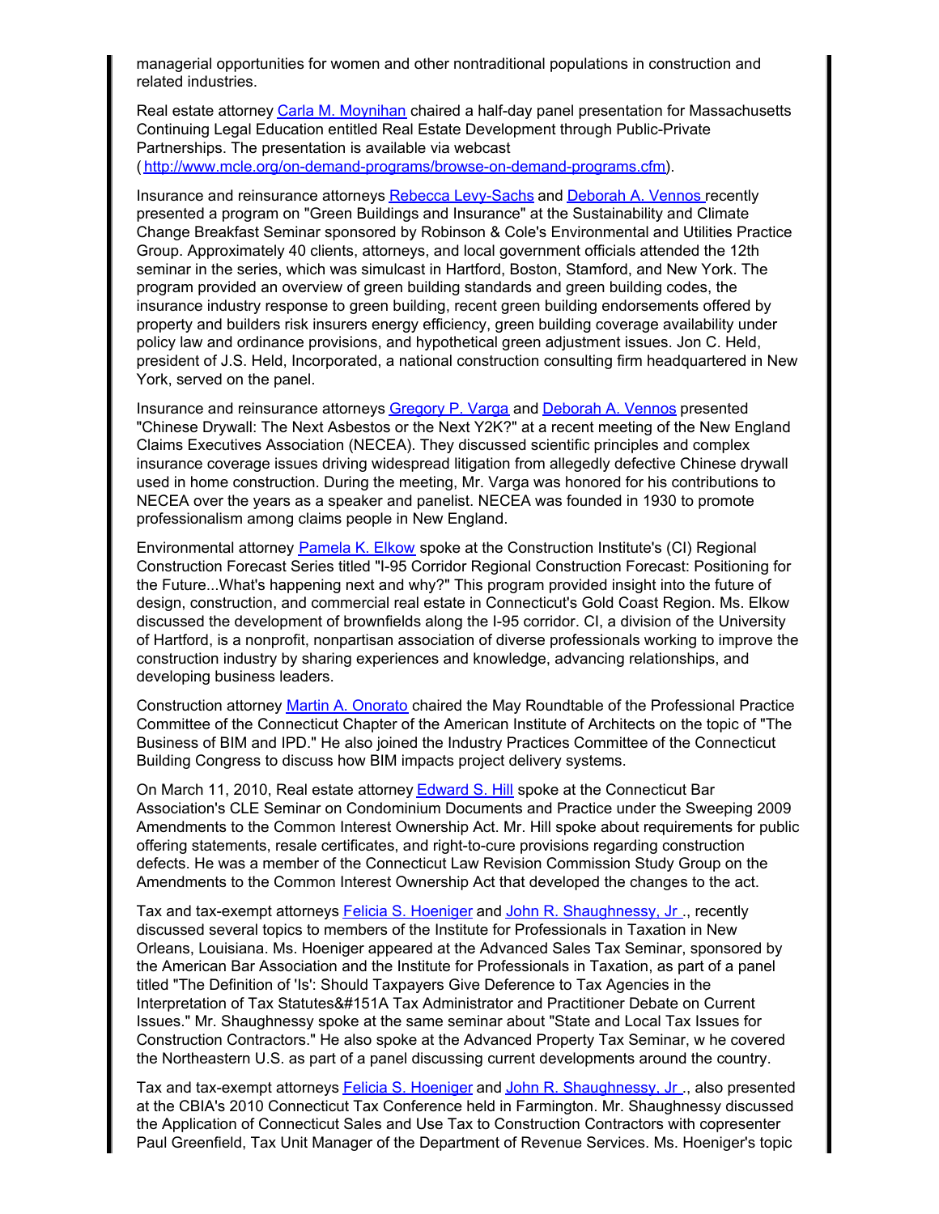managerial opportunities for women and other nontraditional populations in construction and related industries.

Real estate attorney [Carla M. Moynihan] chaired a half-day panel presentation for Massachusetts Continuing Legal Education entitled Real Estate Development through Public-Private Partnerships. The presentation is available via webcast ( http://www.mcle.org/on-demand-programs/browse-on-demand-programs.cfm).

Insurance and reinsurance attorneys [Rebecca Levy-Sachs] and [Deborah A. Vennos] recently presented a program on "Green Buildings and Insurance" at the Sustainability and Climate Change Breakfast Seminar sponsored by Robinson & Cole's Environmental and Utilities Practice Group. Approximately 40 clients, attorneys, and local government officials attended the 12th seminar in the series, which was simulcast in Hartford, Boston, Stamford, and New York. The program provided an overview of green building standards and green building codes, the insurance industry response to green building, recent green building endorsements offered by property and builders risk insurers energy efficiency, green building coverage availability under policy law and ordinance provisions, and hypothetical green adjustment issues. Jon C. Held, president of J.S. Held, Incorporated, a national construction consulting firm headquartered in New York, served on the panel.

Insurance and reinsurance attorneys [Gregory P. Varga] and [Deborah A. Vennos] presented "Chinese Drywall: The Next Asbestos or the Next Y2K?" at a recent meeting of the New England Claims Executives Association (NECEA). They discussed scientific principles and complex insurance coverage issues driving widespread litigation from allegedly defective Chinese drywall used in home construction. During the meeting, Mr. Varga was honored for his contributions to NECEA over the years as a speaker and panelist. NECEA was founded in 1930 to promote professionalism among claims people in New England.

Environmental attorney [Pamela K. Elkow] spoke at the Construction Institute's (CI) Regional Construction Forecast Series titled "I-95 Corridor Regional Construction Forecast: Positioning for the Future...What's happening next and why?" This program provided insight into the future of design, construction, and commercial real estate in Connecticut's Gold Coast Region. Ms. Elkow discussed the development of brownfields along the I-95 corridor. CI, a division of the University of Hartford, is a nonprofit, nonpartisan association of diverse professionals working to improve the construction industry by sharing experiences and knowledge, advancing relationships, and developing business leaders.

Construction attorney [Martin A. Onorato] chaired the May Roundtable of the Professional Practice Committee of the Connecticut Chapter of the American Institute of Architects on the topic of "The Business of BIM and IPD." He also joined the Industry Practices Committee of the Connecticut Building Congress to discuss how BIM impacts project delivery systems.

On March 11, 2010, Real estate attorney [Edward S. Hill] spoke at the Connecticut Bar Association's CLE Seminar on Condominium Documents and Practice under the Sweeping 2009 Amendments to the Common Interest Ownership Act. Mr. Hill spoke about requirements for public offering statements, resale certificates, and right-to-cure provisions regarding construction defects. He was a member of the Connecticut Law Revision Commission Study Group on the Amendments to the Common Interest Ownership Act that developed the changes to the act.

Tax and tax-exempt attorneys [Felicia S. Hoeniger] and [John R. Shaughnessy, Jr] ., recently discussed several topics to members of the Institute for Professionals in Taxation in New Orleans, Louisiana. Ms. Hoeniger appeared at the Advanced Sales Tax Seminar, sponsored by the American Bar Association and the Institute for Professionals in Taxation, as part of a panel titled "The Definition of 'Is': Should Taxpayers Give Deference to Tax Agencies in the Interpretation of Tax Statutes&#151A Tax Administrator and Practitioner Debate on Current Issues." Mr. Shaughnessy spoke at the same seminar about "State and Local Tax Issues for Construction Contractors." He also spoke at the Advanced Property Tax Seminar, w he covered the Northeastern U.S. as part of a panel discussing current developments around the country.

Tax and tax-exempt attorneys [Felicia S. Hoeniger] and [John R. Shaughnessy, Jr] ., also presented at the CBIA's 2010 Connecticut Tax Conference held in Farmington. Mr. Shaughnessy discussed the Application of Connecticut Sales and Use Tax to Construction Contractors with copresenter Paul Greenfield, Tax Unit Manager of the Department of Revenue Services. Ms. Hoeniger's topic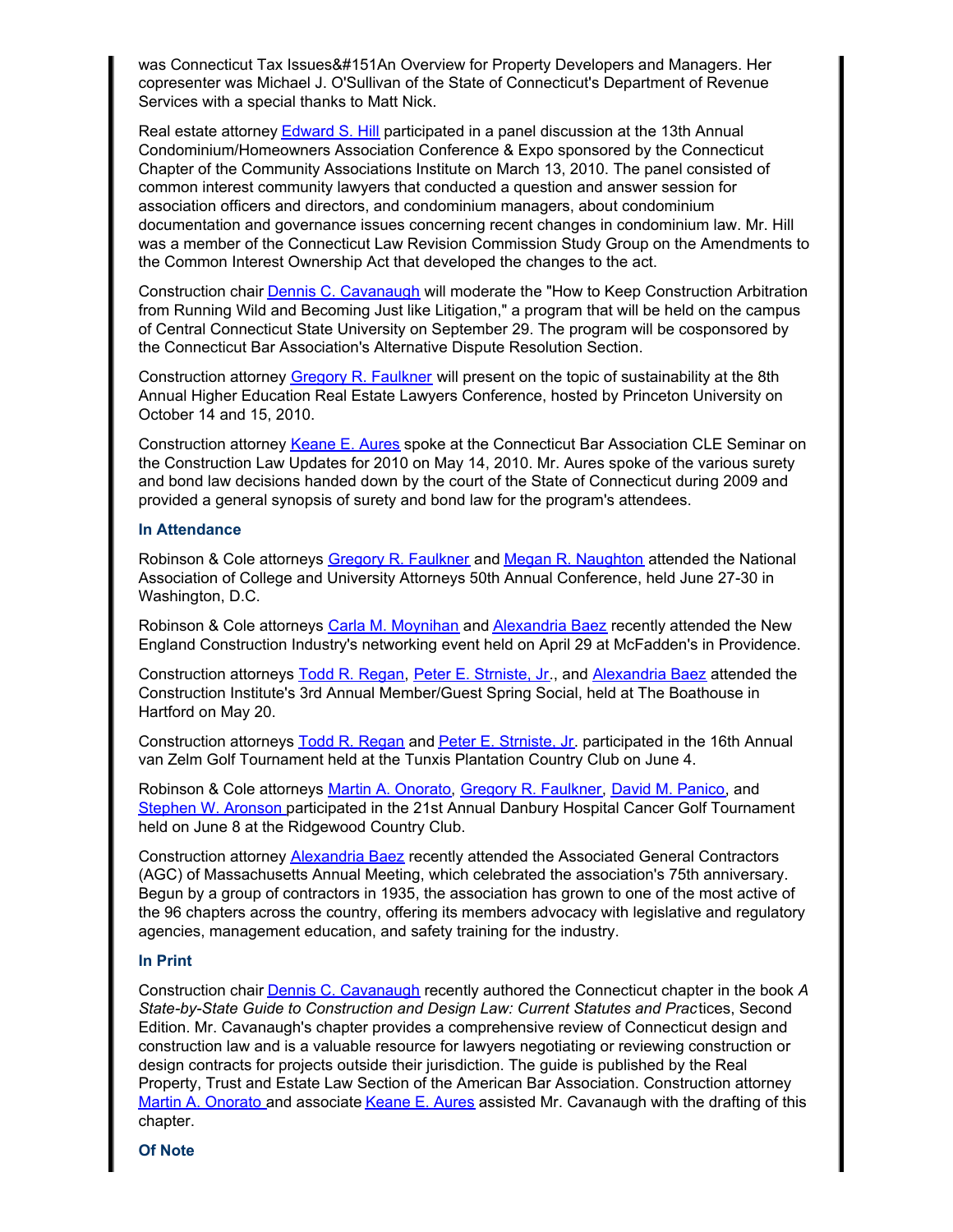was Connecticut Tax Issues&#151An Overview for Property Developers and Managers. Her copresenter was Michael J. O'Sullivan of the State of Connecticut's Department of Revenue Services with a special thanks to Matt Nick.

Real estate attorney Edward S. Hill participated in a panel discussion at the 13th Annual Condominium/Homeowners Association Conference & Expo sponsored by the Connecticut Chapter of the Community Associations Institute on March 13, 2010. The panel consisted of common interest community lawyers that conducted a question and answer session for association officers and directors, and condominium managers, about condominium documentation and governance issues concerning recent changes in condominium law. Mr. Hill was a member of the Connecticut Law Revision Commission Study Group on the Amendments to the Common Interest Ownership Act that developed the changes to the act.

Construction chair Dennis C. Cavanaugh will moderate the "How to Keep Construction Arbitration from Running Wild and Becoming Just like Litigation," a program that will be held on the campus of Central Connecticut State University on September 29. The program will be cosponsored by the Connecticut Bar Association's Alternative Dispute Resolution Section.

Construction attorney Gregory R. Faulkner will present on the topic of sustainability at the 8th Annual Higher Education Real Estate Lawyers Conference, hosted by Princeton University on October 14 and 15, 2010.

Construction attorney Keane E. Aures spoke at the Connecticut Bar Association CLE Seminar on the Construction Law Updates for 2010 on May 14, 2010. Mr. Aures spoke of the various surety and bond law decisions handed down by the court of the State of Connecticut during 2009 and provided a general synopsis of surety and bond law for the program's attendees.

### In Attendance

Robinson & Cole attorneys Gregory R. Faulkner and Megan R. Naughton attended the National Association of College and University Attorneys 50th Annual Conference, held June 27-30 in Washington, D.C.

Robinson & Cole attorneys Carla M. Moynihan and Alexandria Baez recently attended the New England Construction Industry's networking event held on April 29 at McFadden's in Providence.

Construction attorneys Todd R. Regan, Peter E. Strniste, Jr., and Alexandria Baez attended the Construction Institute's 3rd Annual Member/Guest Spring Social, held at The Boathouse in Hartford on May 20.

Construction attorneys Todd R. Regan and Peter E. Strniste, Jr. participated in the 16th Annual van Zelm Golf Tournament held at the Tunxis Plantation Country Club on June 4.

Robinson & Cole attorneys Martin A. Onorato, Gregory R. Faulkner, David M. Panico, and Stephen W. Aronson participated in the 21st Annual Danbury Hospital Cancer Golf Tournament held on June 8 at the Ridgewood Country Club.

Construction attorney Alexandria Baez recently attended the Associated General Contractors (AGC) of Massachusetts Annual Meeting, which celebrated the association's 75th anniversary. Begun by a group of contractors in 1935, the association has grown to one of the most active of the 96 chapters across the country, offering its members advocacy with legislative and regulatory agencies, management education, and safety training for the industry.

### In Print

Construction chair Dennis C. Cavanaugh recently authored the Connecticut chapter in the book *A State-by-State Guide to Construction and Design Law: Current Statutes and Prac*tices, Second Edition. Mr. Cavanaugh's chapter provides a comprehensive review of Connecticut design and construction law and is a valuable resource for lawyers negotiating or reviewing construction or design contracts for projects outside their jurisdiction. The guide is published by the Real Property, Trust and Estate Law Section of the American Bar Association. Construction attorney Martin A. Onorato and associate Keane E. Aures assisted Mr. Cavanaugh with the drafting of this chapter.

### Of Note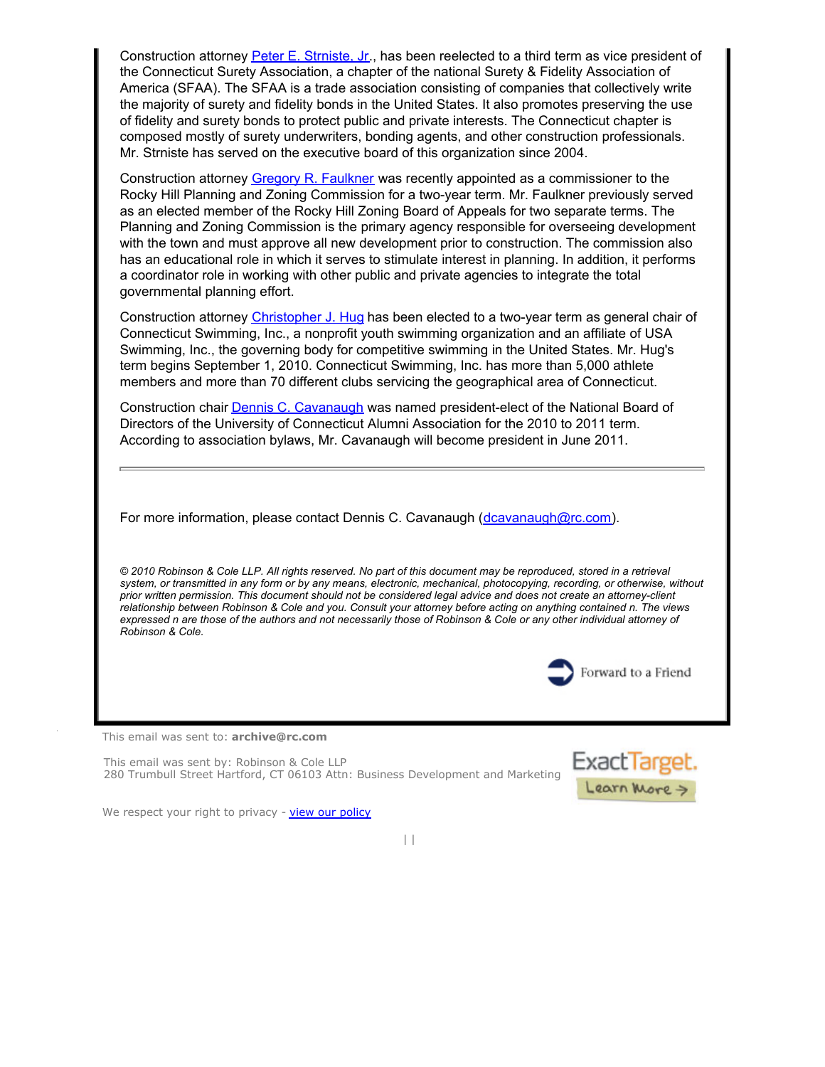Construction attorney Peter E. Strniste, Jr., has been reelected to a third term as vice president of the Connecticut Surety Association, a chapter of the national Surety & Fidelity Association of America (SFAA). The SFAA is a trade association consisting of companies that collectively write the majority of surety and fidelity bonds in the United States. It also promotes preserving the use of fidelity and surety bonds to protect public and private interests. The Connecticut chapter is composed mostly of surety underwriters, bonding agents, and other construction professionals. Mr. Strniste has served on the executive board of this organization since 2004.

Construction attorney Gregory R. Faulkner was recently appointed as a commissioner to the Rocky Hill Planning and Zoning Commission for a two-year term. Mr. Faulkner previously served as an elected member of the Rocky Hill Zoning Board of Appeals for two separate terms. The Planning and Zoning Commission is the primary agency responsible for overseeing development with the town and must approve all new development prior to construction. The commission also has an educational role in which it serves to stimulate interest in planning. In addition, it performs a coordinator role in working with other public and private agencies to integrate the total governmental planning effort.

Construction attorney Christopher J. Hug has been elected to a two-year term as general chair of Connecticut Swimming, Inc., a nonprofit youth swimming organization and an affiliate of USA Swimming, Inc., the governing body for competitive swimming in the United States. Mr. Hug's term begins September 1, 2010. Connecticut Swimming, Inc. has more than 5,000 athlete members and more than 70 different clubs servicing the geographical area of Connecticut.

Construction chair Dennis C. Cavanaugh was named president-elect of the National Board of Directors of the University of Connecticut Alumni Association for the 2010 to 2011 term. According to association bylaws, Mr. Cavanaugh will become president in June 2011.

---

For more information, please contact Dennis C. Cavanaugh (dcavanaugh@rc.com).

*© 2010 Robinson & Cole LLP. All rights reserved. No part of this document may be reproduced, stored in a retrieval system, or transmitted in any form or by any means, electronic, mechanical, photocopying, recording, or otherwise, without prior written permission. This document should not be considered legal advice and does not create an attorney-client relationship between Robinson & Cole and you. Consult your attorney before acting on anything contained n. The views expressed n are those of the authors and not necessarily those of Robinson & Cole or any other individual attorney of Robinson & Cole.*

Forward to a Friend

This email was sent to: **archive@rc.com**

This email was sent by: Robinson & Cole LLP
280 Trumbull Street Hartford, CT 06103 Attn: Business Development and Marketing

ExactTarget. Learn More →

We respect your right to privacy - view our policy